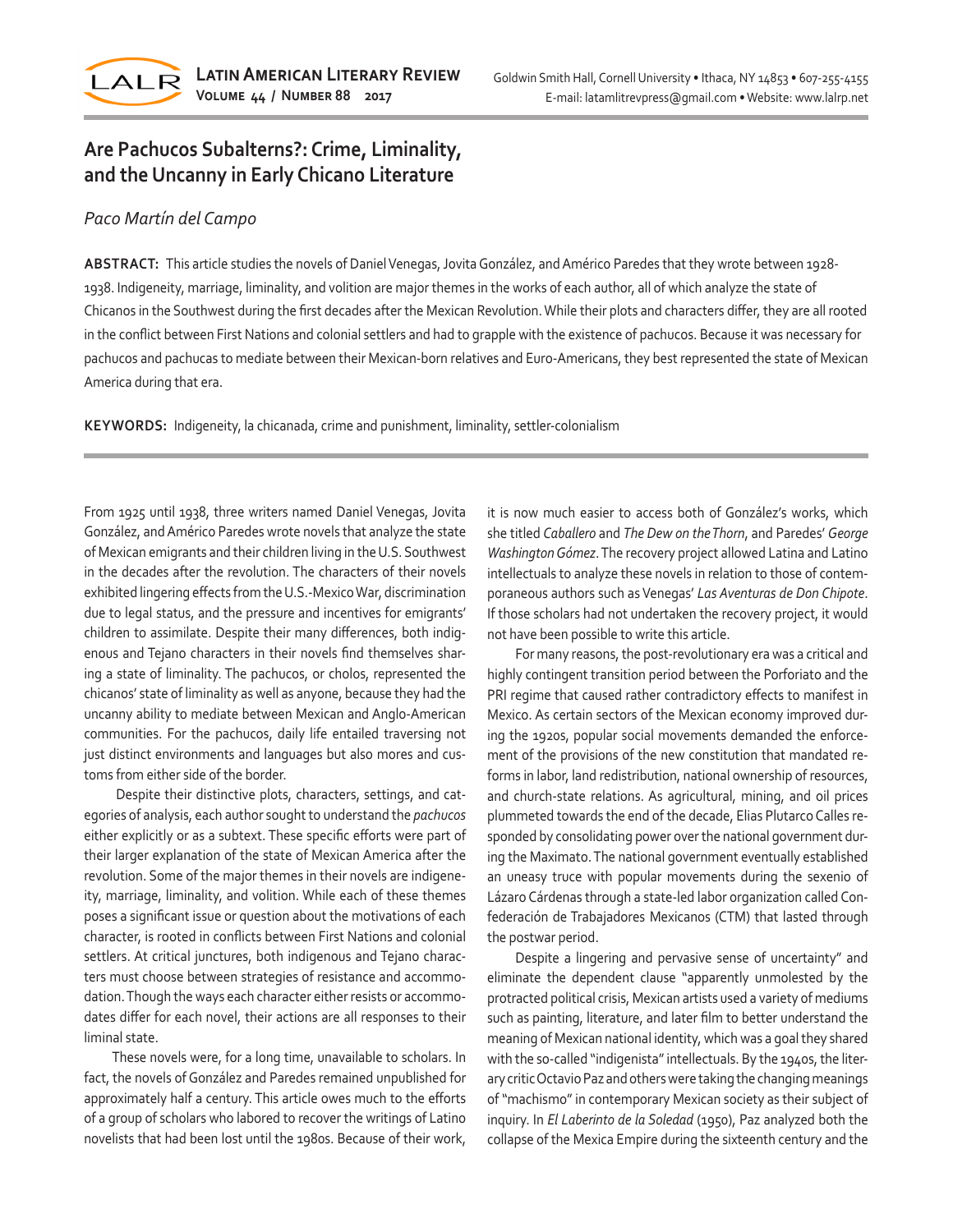# Are Pachucos Subalterns?: Crime, Liminality, and the Uncanny in Early Chicano Literature

*Paco Martín del Campo*

**ABSTRACT:** This article studies the novels of Daniel Venegas, Jovita González, and Américo Paredes that they wrote between 1928-1938. Indigeneity, marriage, liminality, and volition are major themes in the works of each author, all of which analyze the state of Chicanos in the Southwest during the first decades after the Mexican Revolution. While their plots and characters differ, they are all rooted in the conflict between First Nations and colonial settlers and had to grapple with the existence of pachucos. Because it was necessary for pachucos and pachucas to mediate between their Mexican-born relatives and Euro-Americans, they best represented the state of Mexican America during that era.

**KEYWORDS:** Indigeneity, la chicanada, crime and punishment, liminality, settler-colonialism

From 1925 until 1938, three writers named Daniel Venegas, Jovita González, and Américo Paredes wrote novels that analyze the state of Mexican emigrants and their children living in the U.S. Southwest in the decades after the revolution. The characters of their novels exhibited lingering effects from the U.S.-Mexico War, discrimination due to legal status, and the pressure and incentives for emigrants' children to assimilate. Despite their many differences, both indigenous and Tejano characters in their novels find themselves sharing a state of liminality. The pachucos, or cholos, represented the chicanos' state of liminality as well as anyone, because they had the uncanny ability to mediate between Mexican and Anglo-American communities. For the pachucos, daily life entailed traversing not just distinct environments and languages but also mores and customs from either side of the border.

Despite their distinctive plots, characters, settings, and categories of analysis, each author sought to understand the *pachucos* either explicitly or as a subtext. These specific efforts were part of their larger explanation of the state of Mexican America after the revolution. Some of the major themes in their novels are indigeneity, marriage, liminality, and volition. While each of these themes poses a significant issue or question about the motivations of each character, is rooted in conflicts between First Nations and colonial settlers. At critical junctures, both indigenous and Tejano characters must choose between strategies of resistance and accommodation. Though the ways each character either resists or accommodates differ for each novel, their actions are all responses to their liminal state.

These novels were, for a long time, unavailable to scholars. In fact, the novels of González and Paredes remained unpublished for approximately half a century. This article owes much to the efforts of a group of scholars who labored to recover the writings of Latino novelists that had been lost until the 1980s. Because of their work, it is now much easier to access both of González's works, which she titled *Caballero* and *The Dew on the Thorn*, and Paredes' *George Washington Gómez*. The recovery project allowed Latina and Latino intellectuals to analyze these novels in relation to those of contemporaneous authors such as Venegas' *Las Aventuras de Don Chipote*. If those scholars had not undertaken the recovery project, it would not have been possible to write this article.

For many reasons, the post-revolutionary era was a critical and highly contingent transition period between the Porforiato and the PRI regime that caused rather contradictory effects to manifest in Mexico. As certain sectors of the Mexican economy improved during the 1920s, popular social movements demanded the enforcement of the provisions of the new constitution that mandated reforms in labor, land redistribution, national ownership of resources, and church-state relations. As agricultural, mining, and oil prices plummeted towards the end of the decade, Elias Plutarco Calles responded by consolidating power over the national government during the Maximato. The national government eventually established an uneasy truce with popular movements during the sexenio of Lázaro Cárdenas through a state-led labor organization called Confederación de Trabajadores Mexicanos (CTM) that lasted through the postwar period.

Despite a lingering and pervasive sense of uncertainty" and eliminate the dependent clause "apparently unmolested by the protracted political crisis, Mexican artists used a variety of mediums such as painting, literature, and later film to better understand the meaning of Mexican national identity, which was a goal they shared with the so-called "indigenista" intellectuals. By the 1940s, the literary critic Octavio Paz and others were taking the changing meanings of "machismo" in contemporary Mexican society as their subject of inquiry. In *El Laberinto de la Soledad* (1950), Paz analyzed both the collapse of the Mexica Empire during the sixteenth century and the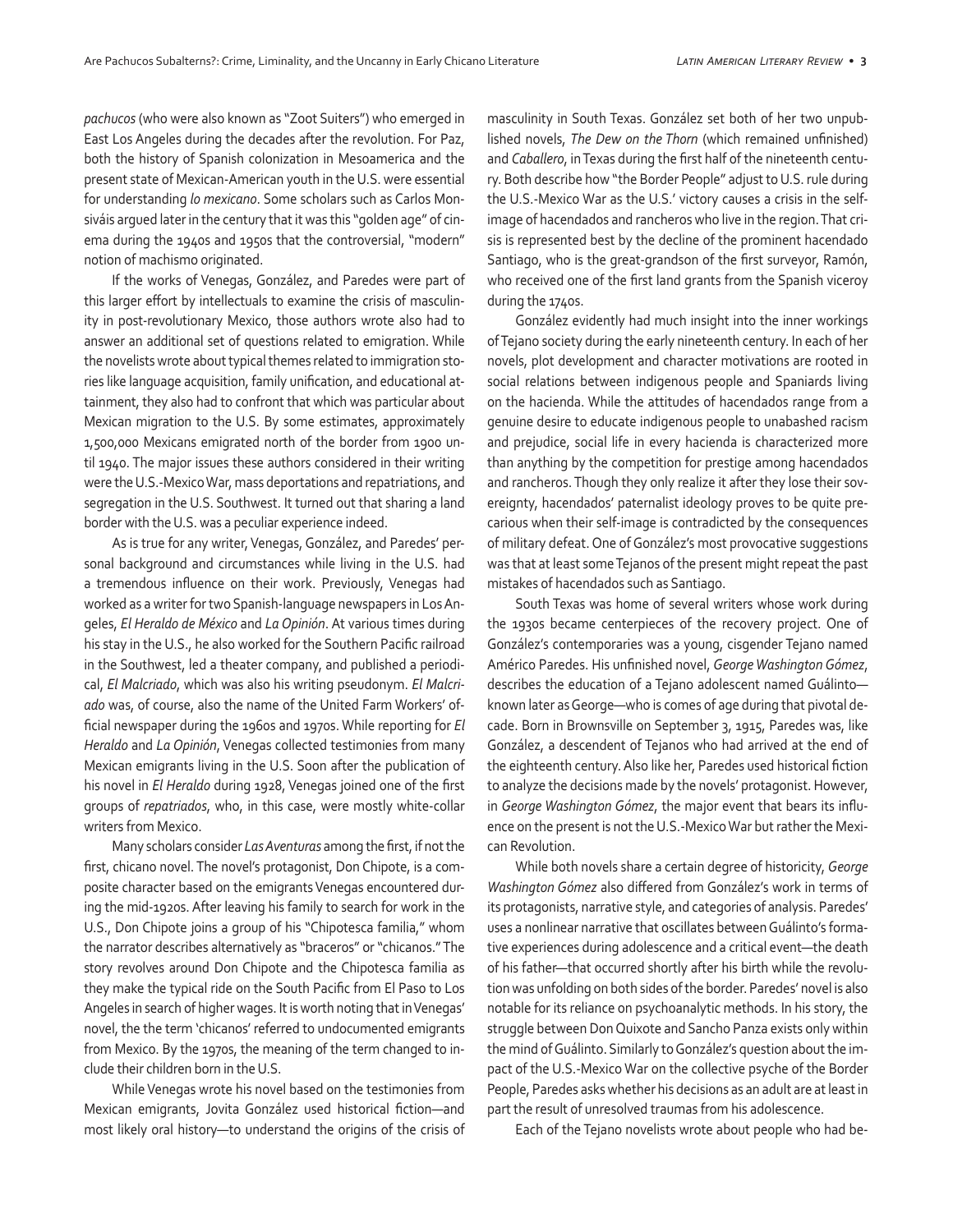*pachucos* (who were also known as "Zoot Suiters") who emerged in East Los Angeles during the decades after the revolution. For Paz, both the history of Spanish colonization in Mesoamerica and the present state of Mexican-American youth in the U.S. were essential for understanding *lo mexicano*. Some scholars such as Carlos Monsiváis argued later in the century that it was this "golden age" of cinema during the 1940s and 1950s that the controversial, "modern" notion of machismo originated.

If the works of Venegas, González, and Paredes were part of this larger effort by intellectuals to examine the crisis of masculinity in post-revolutionary Mexico, those authors wrote also had to answer an additional set of questions related to emigration. While the novelists wrote about typical themes related to immigration stories like language acquisition, family unification, and educational attainment, they also had to confront that which was particular about Mexican migration to the U.S. By some estimates, approximately 1,500,000 Mexicans emigrated north of the border from 1900 until 1940. The major issues these authors considered in their writing were the U.S.-Mexico War, mass deportations and repatriations, and segregation in the U.S. Southwest. It turned out that sharing a land border with the U.S. was a peculiar experience indeed.

As is true for any writer, Venegas, González, and Paredes' personal background and circumstances while living in the U.S. had a tremendous influence on their work. Previously, Venegas had worked as a writer for two Spanish-language newspapers in Los Angeles, *El Heraldo de México* and *La Opinión*. At various times during his stay in the U.S., he also worked for the Southern Pacific railroad in the Southwest, led a theater company, and published a periodical, *El Malcriado*, which was also his writing pseudonym. *El Malcriado* was, of course, also the name of the United Farm Workers' official newspaper during the 1960s and 1970s. While reporting for *El Heraldo* and *La Opinión*, Venegas collected testimonies from many Mexican emigrants living in the U.S. Soon after the publication of his novel in *El Heraldo* during 1928, Venegas joined one of the first groups of *repatriados*, who, in this case, were mostly white-collar writers from Mexico.

Many scholars consider *Las Aventuras* among the first, if not the first, chicano novel. The novel's protagonist, Don Chipote, is a composite character based on the emigrants Venegas encountered during the mid-1920s. After leaving his family to search for work in the U.S., Don Chipote joins a group of his "Chipotesca familia," whom the narrator describes alternatively as "braceros" or "chicanos." The story revolves around Don Chipote and the Chipotesca familia as they make the typical ride on the South Pacific from El Paso to Los Angeles in search of higher wages. It is worth noting that in Venegas' novel, the the term 'chicanos' referred to undocumented emigrants from Mexico. By the 1970s, the meaning of the term changed to include their children born in the U.S.

While Venegas wrote his novel based on the testimonies from Mexican emigrants, Jovita González used historical fiction—and most likely oral history—to understand the origins of the crisis of masculinity in South Texas. González set both of her two unpublished novels, *The Dew on the Thorn* (which remained unfinished) and *Caballero*, in Texas during the first half of the nineteenth century. Both describe how "the Border People" adjust to U.S. rule during the U.S.-Mexico War as the U.S.' victory causes a crisis in the self-image of hacendados and rancheros who live in the region. That crisis is represented best by the decline of the prominent hacendado Santiago, who is the great-grandson of the first surveyor, Ramón, who received one of the first land grants from the Spanish viceroy during the 1740s.

González evidently had much insight into the inner workings of Tejano society during the early nineteenth century. In each of her novels, plot development and character motivations are rooted in social relations between indigenous people and Spaniards living on the hacienda. While the attitudes of hacendados range from a genuine desire to educate indigenous people to unabashed racism and prejudice, social life in every hacienda is characterized more than anything by the competition for prestige among hacendados and rancheros. Though they only realize it after they lose their sovereignty, hacendados' paternalist ideology proves to be quite precarious when their self-image is contradicted by the consequences of military defeat. One of González's most provocative suggestions was that at least some Tejanos of the present might repeat the past mistakes of hacendados such as Santiago.

South Texas was home of several writers whose work during the 1930s became centerpieces of the recovery project. One of González's contemporaries was a young, cisgender Tejano named Américo Paredes. His unfinished novel, *George Washington Gómez*, describes the education of a Tejano adolescent named Guálinto—known later as George—who is comes of age during that pivotal decade. Born in Brownsville on September 3, 1915, Paredes was, like González, a descendent of Tejanos who had arrived at the end of the eighteenth century. Also like her, Paredes used historical fiction to analyze the decisions made by the novels' protagonist. However, in *George Washington Gómez*, the major event that bears its influence on the present is not the U.S.-Mexico War but rather the Mexican Revolution.

While both novels share a certain degree of historicity, *George Washington Gómez* also differed from González's work in terms of its protagonists, narrative style, and categories of analysis. Paredes' uses a nonlinear narrative that oscillates between Guálinto's formative experiences during adolescence and a critical event—the death of his father—that occurred shortly after his birth while the revolution was unfolding on both sides of the border. Paredes' novel is also notable for its reliance on psychoanalytic methods. In his story, the struggle between Don Quixote and Sancho Panza exists only within the mind of Guálinto. Similarly to González's question about the impact of the U.S.-Mexico War on the collective psyche of the Border People, Paredes asks whether his decisions as an adult are at least in part the result of unresolved traumas from his adolescence.

Each of the Tejano novelists wrote about people who had be-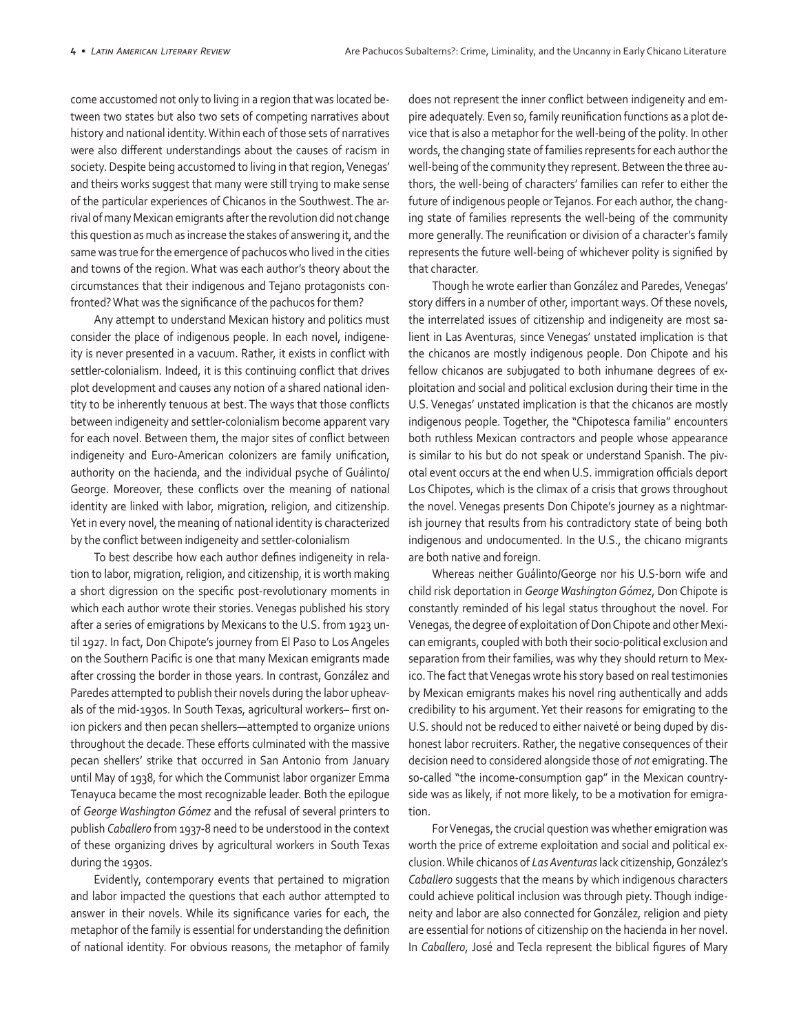come accustomed not only to living in a region that was located between two states but also two sets of competing narratives about history and national identity. Within each of those sets of narratives were also different understandings about the causes of racism in society. Despite being accustomed to living in that region, Venegas' and theirs works suggest that many were still trying to make sense of the particular experiences of Chicanos in the Southwest. The arrival of many Mexican emigrants after the revolution did not change this question as much as increase the stakes of answering it, and the same was true for the emergence of pachucos who lived in the cities and towns of the region. What was each author's theory about the circumstances that their indigenous and Tejano protagonists confronted? What was the significance of the pachucos for them?

Any attempt to understand Mexican history and politics must consider the place of indigenous people. In each novel, indigeneity is never presented in a vacuum. Rather, it exists in conflict with settler-colonialism. Indeed, it is this continuing conflict that drives plot development and causes any notion of a shared national identity to be inherently tenuous at best. The ways that those conflicts between indigeneity and settler-colonialism become apparent vary for each novel. Between them, the major sites of conflict between indigeneity and Euro-American colonizers are family unification, authority on the hacienda, and the individual psyche of Guálinto/George. Moreover, these conflicts over the meaning of national identity are linked with labor, migration, religion, and citizenship. Yet in every novel, the meaning of national identity is characterized by the conflict between indigeneity and settler-colonialism

To best describe how each author defines indigeneity in relation to labor, migration, religion, and citizenship, it is worth making a short digression on the specific post-revolutionary moments in which each author wrote their stories. Venegas published his story after a series of emigrations by Mexicans to the U.S. from 1923 until 1927. In fact, Don Chipote's journey from El Paso to Los Angeles on the Southern Pacific is one that many Mexican emigrants made after crossing the border in those years. In contrast, González and Paredes attempted to publish their novels during the labor upheavals of the mid-1930s. In South Texas, agricultural workers– first onion pickers and then pecan shellers—attempted to organize unions throughout the decade. These efforts culminated with the massive pecan shellers' strike that occurred in San Antonio from January until May of 1938, for which the Communist labor organizer Emma Tenayuca became the most recognizable leader. Both the epilogue of *George Washington Gómez* and the refusal of several printers to publish *Caballero* from 1937-8 need to be understood in the context of these organizing drives by agricultural workers in South Texas during the 1930s.

Evidently, contemporary events that pertained to migration and labor impacted the questions that each author attempted to answer in their novels. While its significance varies for each, the metaphor of the family is essential for understanding the definition of national identity. For obvious reasons, the metaphor of family does not represent the inner conflict between indigeneity and empire adequately. Even so, family reunification functions as a plot device that is also a metaphor for the well-being of the polity. In other words, the changing state of families represents for each author the well-being of the community they represent. Between the three authors, the well-being of characters' families can refer to either the future of indigenous people or Tejanos. For each author, the changing state of families represents the well-being of the community more generally. The reunification or division of a character's family represents the future well-being of whichever polity is signified by that character.

Though he wrote earlier than González and Paredes, Venegas' story differs in a number of other, important ways. Of these novels, the interrelated issues of citizenship and indigeneity are most salient in Las Aventuras, since Venegas' unstated implication is that the chicanos are mostly indigenous people. Don Chipote and his fellow chicanos are subjugated to both inhumane degrees of exploitation and social and political exclusion during their time in the U.S. Venegas' unstated implication is that the chicanos are mostly indigenous people. Together, the "Chipotesca familia" encounters both ruthless Mexican contractors and people whose appearance is similar to his but do not speak or understand Spanish. The pivotal event occurs at the end when U.S. immigration officials deport Los Chipotes, which is the climax of a crisis that grows throughout the novel. Venegas presents Don Chipote's journey as a nightmarish journey that results from his contradictory state of being both indigenous and undocumented. In the U.S., the chicano migrants are both native and foreign.

Whereas neither Guálinto/George nor his U.S-born wife and child risk deportation in *George Washington Gómez*, Don Chipote is constantly reminded of his legal status throughout the novel. For Venegas, the degree of exploitation of Don Chipote and other Mexican emigrants, coupled with both their socio-political exclusion and separation from their families, was why they should return to Mexico. The fact that Venegas wrote his story based on real testimonies by Mexican emigrants makes his novel ring authentically and adds credibility to his argument. Yet their reasons for emigrating to the U.S. should not be reduced to either naiveté or being duped by dishonest labor recruiters. Rather, the negative consequences of their decision need to considered alongside those of *not* emigrating. The so-called "the income-consumption gap" in the Mexican countryside was as likely, if not more likely, to be a motivation for emigration.

For Venegas, the crucial question was whether emigration was worth the price of extreme exploitation and social and political exclusion. While chicanos of *Las Aventuras* lack citizenship, González's *Caballero* suggests that the means by which indigenous characters could achieve political inclusion was through piety. Though indigeneity and labor are also connected for González, religion and piety are essential for notions of citizenship on the hacienda in her novel. In *Caballero*, José and Tecla represent the biblical figures of Mary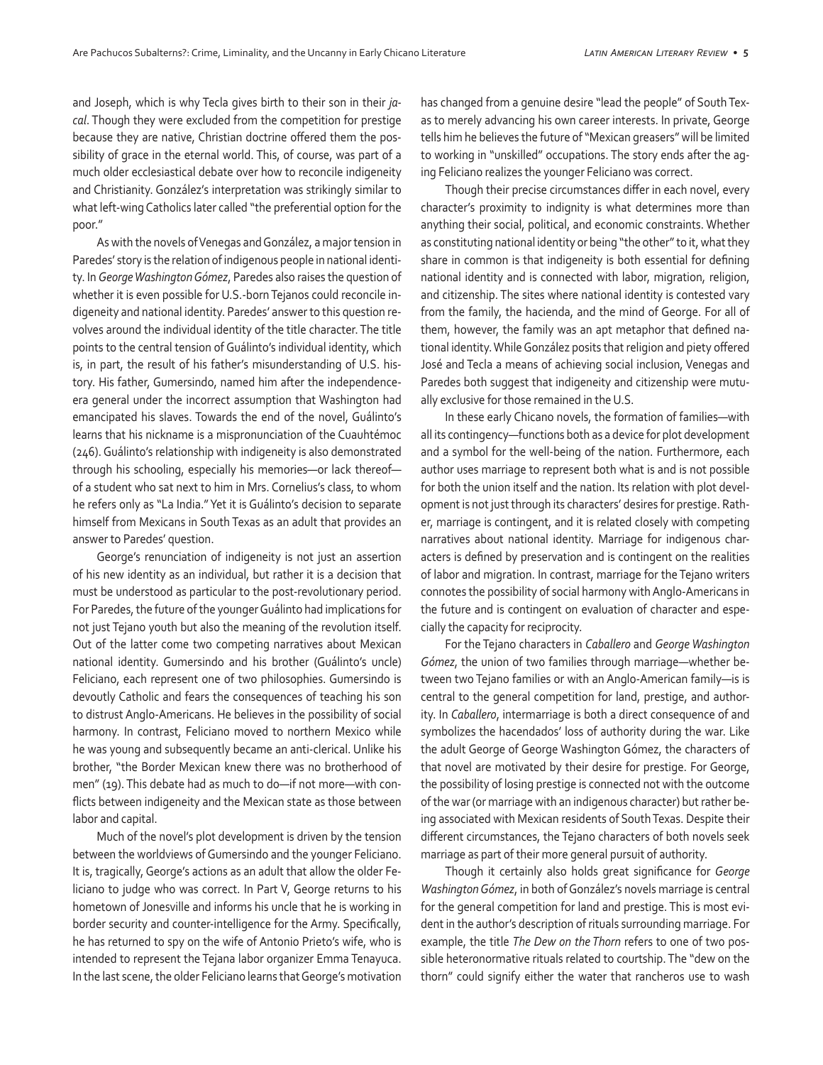and Joseph, which is why Tecla gives birth to their son in their *jacal*. Though they were excluded from the competition for prestige because they are native, Christian doctrine offered them the possibility of grace in the eternal world. This, of course, was part of a much older ecclesiastical debate over how to reconcile indigeneity and Christianity. González's interpretation was strikingly similar to what left-wing Catholics later called "the preferential option for the poor."

As with the novels of Venegas and González, a major tension in Paredes' story is the relation of indigenous people in national identity. In *George Washington Gómez*, Paredes also raises the question of whether it is even possible for U.S.-born Tejanos could reconcile indigeneity and national identity. Paredes' answer to this question revolves around the individual identity of the title character. The title points to the central tension of Guálinto's individual identity, which is, in part, the result of his father's misunderstanding of U.S. history. His father, Gumersindo, named him after the independence-era general under the incorrect assumption that Washington had emancipated his slaves. Towards the end of the novel, Guálinto's learns that his nickname is a mispronunciation of the Cuauhtémoc (246). Guálinto's relationship with indigeneity is also demonstrated through his schooling, especially his memories—or lack thereof—of a student who sat next to him in Mrs. Cornelius's class, to whom he refers only as "La India." Yet it is Guálinto's decision to separate himself from Mexicans in South Texas as an adult that provides an answer to Paredes' question.

George's renunciation of indigeneity is not just an assertion of his new identity as an individual, but rather it is a decision that must be understood as particular to the post-revolutionary period. For Paredes, the future of the younger Guálinto had implications for not just Tejano youth but also the meaning of the revolution itself. Out of the latter come two competing narratives about Mexican national identity. Gumersindo and his brother (Guálinto's uncle) Feliciano, each represent one of two philosophies. Gumersindo is devoutly Catholic and fears the consequences of teaching his son to distrust Anglo-Americans. He believes in the possibility of social harmony. In contrast, Feliciano moved to northern Mexico while he was young and subsequently became an anti-clerical. Unlike his brother, "the Border Mexican knew there was no brotherhood of men" (19). This debate had as much to do—if not more—with conflicts between indigeneity and the Mexican state as those between labor and capital.

Much of the novel's plot development is driven by the tension between the worldviews of Gumersindo and the younger Feliciano. It is, tragically, George's actions as an adult that allow the older Feliciano to judge who was correct. In Part V, George returns to his hometown of Jonesville and informs his uncle that he is working in border security and counter-intelligence for the Army. Specifically, he has returned to spy on the wife of Antonio Prieto's wife, who is intended to represent the Tejana labor organizer Emma Tenayuca. In the last scene, the older Feliciano learns that George's motivation has changed from a genuine desire "lead the people" of South Texas to merely advancing his own career interests. In private, George tells him he believes the future of "Mexican greasers" will be limited to working in "unskilled" occupations. The story ends after the aging Feliciano realizes the younger Feliciano was correct.

Though their precise circumstances differ in each novel, every character's proximity to indignity is what determines more than anything their social, political, and economic constraints. Whether as constituting national identity or being "the other" to it, what they share in common is that indigeneity is both essential for defining national identity and is connected with labor, migration, religion, and citizenship. The sites where national identity is contested vary from the family, the hacienda, and the mind of George. For all of them, however, the family was an apt metaphor that defined national identity. While González posits that religion and piety offered José and Tecla a means of achieving social inclusion, Venegas and Paredes both suggest that indigeneity and citizenship were mutually exclusive for those remained in the U.S.

In these early Chicano novels, the formation of families—with all its contingency—functions both as a device for plot development and a symbol for the well-being of the nation. Furthermore, each author uses marriage to represent both what is and is not possible for both the union itself and the nation. Its relation with plot development is not just through its characters' desires for prestige. Rather, marriage is contingent, and it is related closely with competing narratives about national identity. Marriage for indigenous characters is defined by preservation and is contingent on the realities of labor and migration. In contrast, marriage for the Tejano writers connotes the possibility of social harmony with Anglo-Americans in the future and is contingent on evaluation of character and especially the capacity for reciprocity.

For the Tejano characters in *Caballero* and *George Washington Gómez*, the union of two families through marriage—whether between two Tejano families or with an Anglo-American family—is central to the general competition for land, prestige, and authority. In *Caballero*, intermarriage is both a direct consequence of and symbolizes the hacendados' loss of authority during the war. Like the adult George of George Washington Gómez, the characters of that novel are motivated by their desire for prestige. For George, the possibility of losing prestige is connected not with the outcome of the war (or marriage with an indigenous character) but rather being associated with Mexican residents of South Texas. Despite their different circumstances, the Tejano characters of both novels seek marriage as part of their more general pursuit of authority.

Though it certainly also holds great significance for *George Washington Gómez*, in both of González's novels marriage is central for the general competition for land and prestige. This is most evident in the author's description of rituals surrounding marriage. For example, the title *The Dew on the Thorn* refers to one of two possible heteronormative rituals related to courtship. The "dew on the thorn" could signify either the water that rancheros use to wash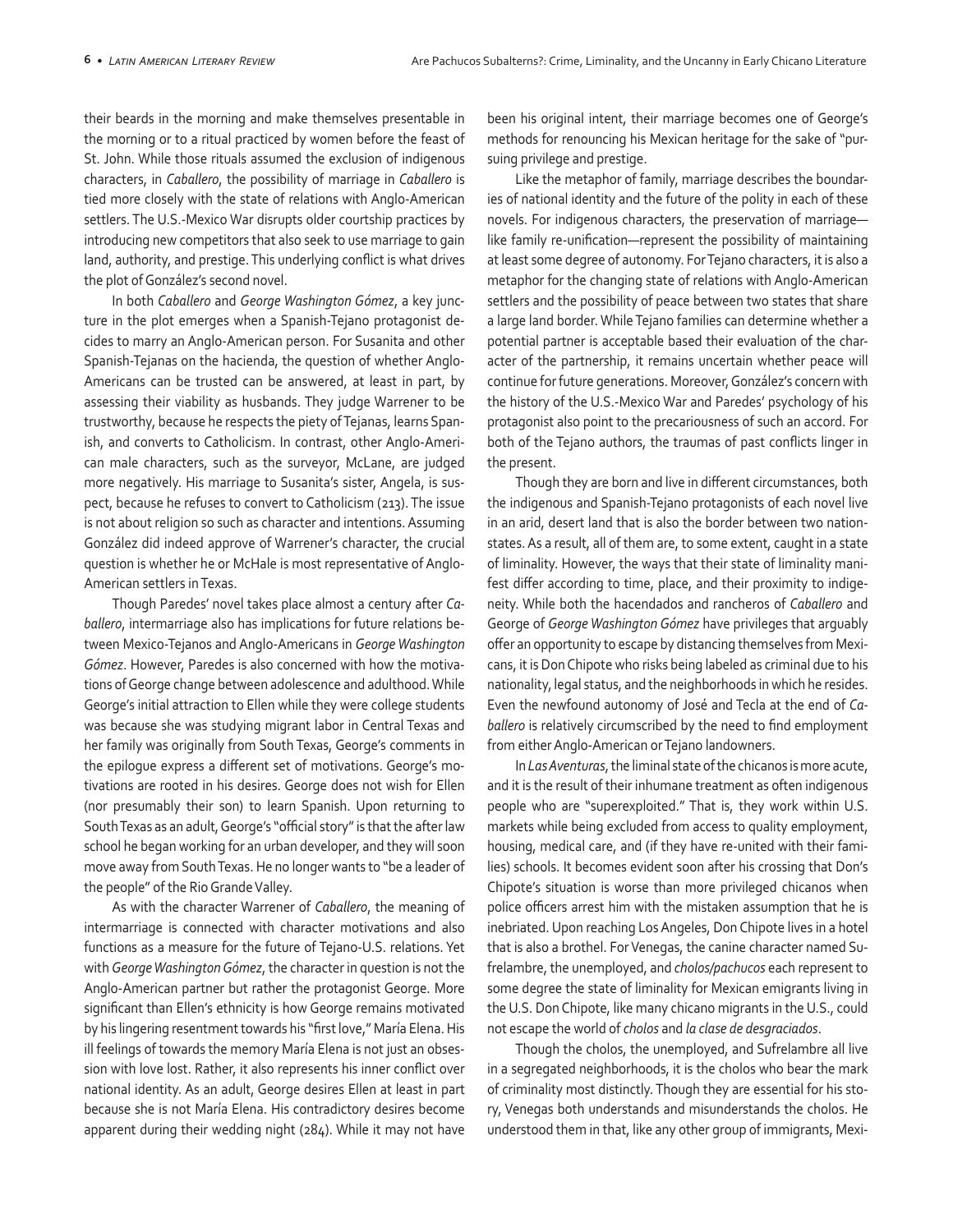their beards in the morning and make themselves presentable in the morning or to a ritual practiced by women before the feast of St. John. While those rituals assumed the exclusion of indigenous characters, in *Caballero*, the possibility of marriage in *Caballero* is tied more closely with the state of relations with Anglo-American settlers. The U.S.-Mexico War disrupts older courtship practices by introducing new competitors that also seek to use marriage to gain land, authority, and prestige. This underlying conflict is what drives the plot of González's second novel.

In both *Caballero* and *George Washington Gómez*, a key juncture in the plot emerges when a Spanish-Tejano protagonist decides to marry an Anglo-American person. For Susanita and other Spanish-Tejanas on the hacienda, the question of whether Anglo-Americans can be trusted can be answered, at least in part, by assessing their viability as husbands. They judge Warrener to be trustworthy, because he respects the piety of Tejanas, learns Spanish, and converts to Catholicism. In contrast, other Anglo-American male characters, such as the surveyor, McLane, are judged more negatively. His marriage to Susanita's sister, Angela, is suspect, because he refuses to convert to Catholicism (213). The issue is not about religion so such as character and intentions. Assuming González did indeed approve of Warrener's character, the crucial question is whether he or McHale is most representative of Anglo-American settlers in Texas.

Though Paredes' novel takes place almost a century after *Caballero*, intermarriage also has implications for future relations between Mexico-Tejanos and Anglo-Americans in *George Washington Gómez*. However, Paredes is also concerned with how the motivations of George change between adolescence and adulthood. While George's initial attraction to Ellen while they were college students was because she was studying migrant labor in Central Texas and her family was originally from South Texas, George's comments in the epilogue express a different set of motivations. George's motivations are rooted in his desires. George does not wish for Ellen (nor presumably their son) to learn Spanish. Upon returning to South Texas as an adult, George's "official story" is that the after law school he began working for an urban developer, and they will soon move away from South Texas. He no longer wants to "be a leader of the people" of the Rio Grande Valley.

As with the character Warrener of *Caballero*, the meaning of intermarriage is connected with character motivations and also functions as a measure for the future of Tejano-U.S. relations. Yet with *George Washington Gómez*, the character in question is not the Anglo-American partner but rather the protagonist George. More significant than Ellen's ethnicity is how George remains motivated by his lingering resentment towards his "first love," María Elena. His ill feelings of towards the memory María Elena is not just an obsession with love lost. Rather, it also represents his inner conflict over national identity. As an adult, George desires Ellen at least in part because she is not María Elena. His contradictory desires become apparent during their wedding night (284). While it may not have been his original intent, their marriage becomes one of George's methods for renouncing his Mexican heritage for the sake of "pursuing privilege and prestige.

Like the metaphor of family, marriage describes the boundaries of national identity and the future of the polity in each of these novels. For indigenous characters, the preservation of marriage—like family re-unification—represent the possibility of maintaining at least some degree of autonomy. For Tejano characters, it is also a metaphor for the changing state of relations with Anglo-American settlers and the possibility of peace between two states that share a large land border. While Tejano families can determine whether a potential partner is acceptable based their evaluation of the character of the partnership, it remains uncertain whether peace will continue for future generations. Moreover, González's concern with the history of the U.S.-Mexico War and Paredes' psychology of his protagonist also point to the precariousness of such an accord. For both of the Tejano authors, the traumas of past conflicts linger in the present.

Though they are born and live in different circumstances, both the indigenous and Spanish-Tejano protagonists of each novel live in an arid, desert land that is also the border between two nation-states. As a result, all of them are, to some extent, caught in a state of liminality. However, the ways that their state of liminality manifest differ according to time, place, and their proximity to indigeneity. While both the hacendados and rancheros of *Caballero* and George of *George Washington Gómez* have privileges that arguably offer an opportunity to escape by distancing themselves from Mexicans, it is Don Chipote who risks being labeled as criminal due to his nationality, legal status, and the neighborhoods in which he resides. Even the newfound autonomy of José and Tecla at the end of *Caballero* is relatively circumscribed by the need to find employment from either Anglo-American or Tejano landowners.

In *Las Aventuras*, the liminal state of the chicanos is more acute, and it is the result of their inhumane treatment as often indigenous people who are "superexploited." That is, they work within U.S. markets while being excluded from access to quality employment, housing, medical care, and (if they have re-united with their families) schools. It becomes evident soon after his crossing that Don's Chipote's situation is worse than more privileged chicanos when police officers arrest him with the mistaken assumption that he is inebriated. Upon reaching Los Angeles, Don Chipote lives in a hotel that is also a brothel. For Venegas, the canine character named Sufrelambre, the unemployed, and *cholos/pachucos* each represent to some degree the state of liminality for Mexican emigrants living in the U.S. Don Chipote, like many chicano migrants in the U.S., could not escape the world of *cholos* and *la clase de desgraciados*.

Though the cholos, the unemployed, and Sufrelambre all live in a segregated neighborhoods, it is the cholos who bear the mark of criminality most distinctly. Though they are essential for his story, Venegas both understands and misunderstands the cholos. He understood them in that, like any other group of immigrants, Mexi-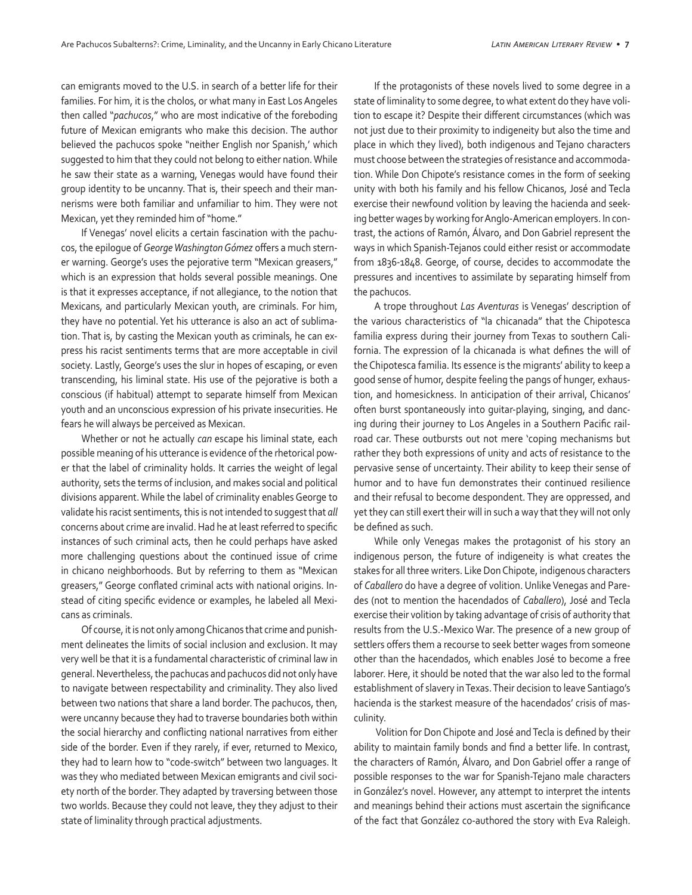can emigrants moved to the U.S. in search of a better life for their families. For him, it is the cholos, or what many in East Los Angeles then called "*pachucos*," who are most indicative of the foreboding future of Mexican emigrants who make this decision. The author believed the pachucos spoke "neither English nor Spanish,' which suggested to him that they could not belong to either nation. While he saw their state as a warning, Venegas would have found their group identity to be uncanny. That is, their speech and their mannerisms were both familiar and unfamiliar to him. They were not Mexican, yet they reminded him of "home."

If Venegas' novel elicits a certain fascination with the pachucos, the epilogue of *George Washington Gómez* offers a much sterner warning. George's uses the pejorative term "Mexican greasers," which is an expression that holds several possible meanings. One is that it expresses acceptance, if not allegiance, to the notion that Mexicans, and particularly Mexican youth, are criminals. For him, they have no potential. Yet his utterance is also an act of sublimation. That is, by casting the Mexican youth as criminals, he can express his racist sentiments terms that are more acceptable in civil society. Lastly, George's uses the slur in hopes of escaping, or even transcending, his liminal state. His use of the pejorative is both a conscious (if habitual) attempt to separate himself from Mexican youth and an unconscious expression of his private insecurities. He fears he will always be perceived as Mexican.

Whether or not he actually *can* escape his liminal state, each possible meaning of his utterance is evidence of the rhetorical power that the label of criminality holds. It carries the weight of legal authority, sets the terms of inclusion, and makes social and political divisions apparent. While the label of criminality enables George to validate his racist sentiments, this is not intended to suggest that *all* concerns about crime are invalid. Had he at least referred to specific instances of such criminal acts, then he could perhaps have asked more challenging questions about the continued issue of crime in chicano neighborhoods. But by referring to them as "Mexican greasers," George conflated criminal acts with national origins. Instead of citing specific evidence or examples, he labeled all Mexicans as criminals.

Of course, it is not only among Chicanos that crime and punishment delineates the limits of social inclusion and exclusion. It may very well be that it is a fundamental characteristic of criminal law in general. Nevertheless, the pachucas and pachucos did not only have to navigate between respectability and criminality. They also lived between two nations that share a land border. The pachucos, then, were uncanny because they had to traverse boundaries both within the social hierarchy and conflicting national narratives from either side of the border. Even if they rarely, if ever, returned to Mexico, they had to learn how to "code-switch" between two languages. It was they who mediated between Mexican emigrants and civil society north of the border. They adapted by traversing between those two worlds. Because they could not leave, they they adjust to their state of liminality through practical adjustments.

If the protagonists of these novels lived to some degree in a state of liminality to some degree, to what extent do they have volition to escape it? Despite their different circumstances (which was not just due to their proximity to indigeneity but also the time and place in which they lived), both indigenous and Tejano characters must choose between the strategies of resistance and accommodation. While Don Chipote's resistance comes in the form of seeking unity with both his family and his fellow Chicanos, José and Tecla exercise their newfound volition by leaving the hacienda and seeking better wages by working for Anglo-American employers. In contrast, the actions of Ramón, Álvaro, and Don Gabriel represent the ways in which Spanish-Tejanos could either resist or accommodate from 1836-1848. George, of course, decides to accommodate the pressures and incentives to assimilate by separating himself from the pachucos.

A trope throughout *Las Aventuras* is Venegas' description of the various characteristics of "la chicanada" that the Chipotesca familia express during their journey from Texas to southern California. The expression of la chicanada is what defines the will of the Chipotesca familia. Its essence is the migrants' ability to keep a good sense of humor, despite feeling the pangs of hunger, exhaustion, and homesickness. In anticipation of their arrival, Chicanos' often burst spontaneously into guitar-playing, singing, and dancing during their journey to Los Angeles in a Southern Pacific railroad car. These outbursts out not mere 'coping mechanisms but rather they both expressions of unity and acts of resistance to the pervasive sense of uncertainty. Their ability to keep their sense of humor and to have fun demonstrates their continued resilience and their refusal to become despondent. They are oppressed, and yet they can still exert their will in such a way that they will not only be defined as such.

While only Venegas makes the protagonist of his story an indigenous person, the future of indigeneity is what creates the stakes for all three writers. Like Don Chipote, indigenous characters of *Caballero* do have a degree of volition. Unlike Venegas and Paredes (not to mention the hacendados of *Caballero*), José and Tecla exercise their volition by taking advantage of crisis of authority that results from the U.S.-Mexico War. The presence of a new group of settlers offers them a recourse to seek better wages from someone other than the hacendados, which enables José to become a free laborer. Here, it should be noted that the war also led to the formal establishment of slavery in Texas. Their decision to leave Santiago's hacienda is the starkest measure of the hacendados' crisis of masculinity.

Volition for Don Chipote and José and Tecla is defined by their ability to maintain family bonds and find a better life. In contrast, the characters of Ramón, Álvaro, and Don Gabriel offer a range of possible responses to the war for Spanish-Tejano male characters in González's novel. However, any attempt to interpret the intents and meanings behind their actions must ascertain the significance of the fact that González co-authored the story with Eva Raleigh.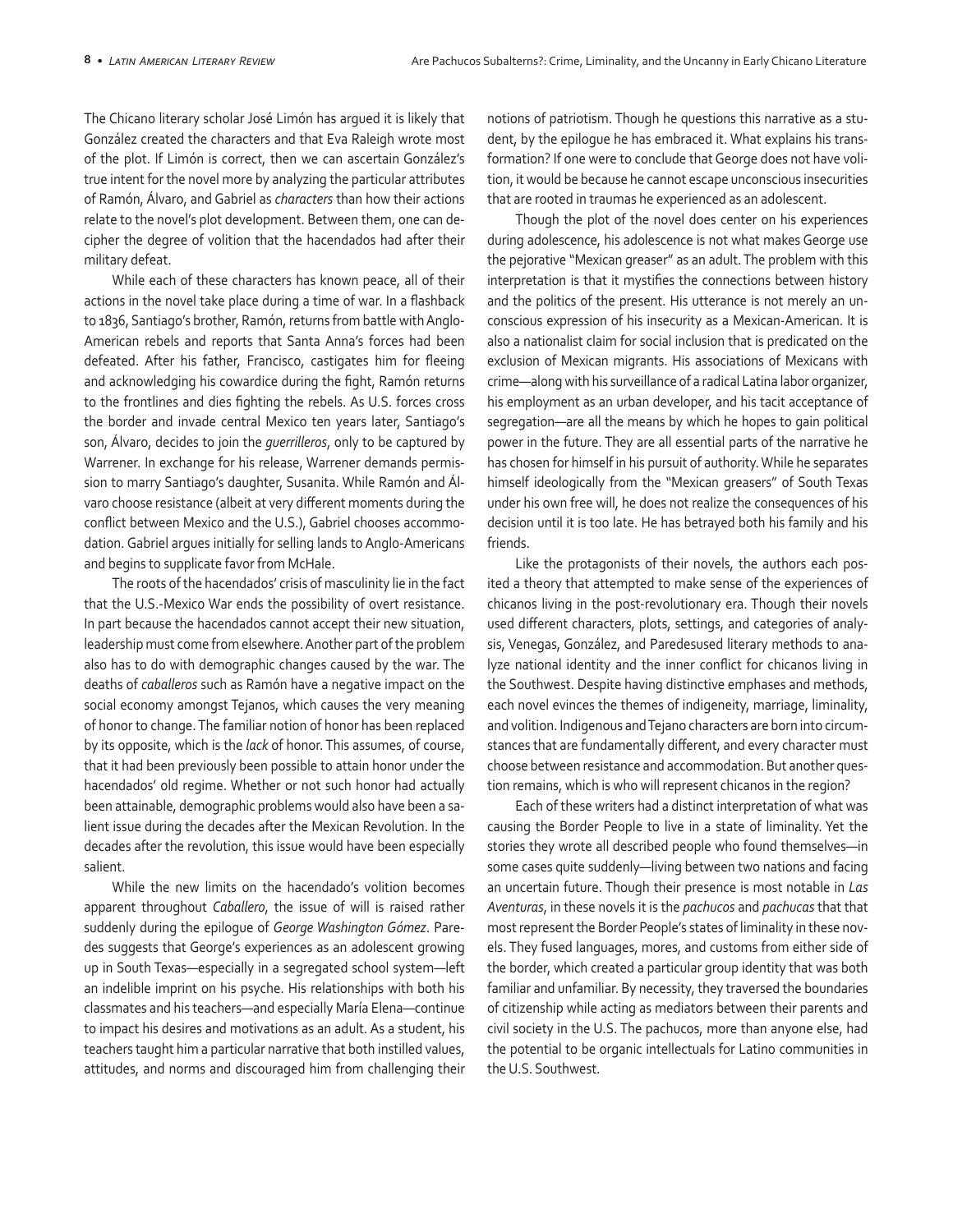The Chicano literary scholar José Limón has argued it is likely that González created the characters and that Eva Raleigh wrote most of the plot. If Limón is correct, then we can ascertain González's true intent for the novel more by analyzing the particular attributes of Ramón, Álvaro, and Gabriel as *characters* than how their actions relate to the novel's plot development. Between them, one can decipher the degree of volition that the hacendados had after their military defeat.

While each of these characters has known peace, all of their actions in the novel take place during a time of war. In a flashback to 1836, Santiago's brother, Ramón, returns from battle with Anglo-American rebels and reports that Santa Anna's forces had been defeated. After his father, Francisco, castigates him for fleeing and acknowledging his cowardice during the fight, Ramón returns to the frontlines and dies fighting the rebels. As U.S. forces cross the border and invade central Mexico ten years later, Santiago's son, Álvaro, decides to join the *guerrilleros*, only to be captured by Warrener. In exchange for his release, Warrener demands permission to marry Santiago's daughter, Susanita. While Ramón and Álvaro choose resistance (albeit at very different moments during the conflict between Mexico and the U.S.), Gabriel chooses accommodation. Gabriel argues initially for selling lands to Anglo-Americans and begins to supplicate favor from McHale.

The roots of the hacendados' crisis of masculinity lie in the fact that the U.S.-Mexico War ends the possibility of overt resistance. In part because the hacendados cannot accept their new situation, leadership must come from elsewhere. Another part of the problem also has to do with demographic changes caused by the war. The deaths of *caballeros* such as Ramón have a negative impact on the social economy amongst Tejanos, which causes the very meaning of honor to change. The familiar notion of honor has been replaced by its opposite, which is the *lack* of honor. This assumes, of course, that it had been previously been possible to attain honor under the hacendados' old regime. Whether or not such honor had actually been attainable, demographic problems would also have been a salient issue during the decades after the Mexican Revolution. In the decades after the revolution, this issue would have been especially salient.

While the new limits on the hacendado's volition becomes apparent throughout *Caballero*, the issue of will is raised rather suddenly during the epilogue of *George Washington Gómez*. Paredes suggests that George's experiences as an adolescent growing up in South Texas—especially in a segregated school system—left an indelible imprint on his psyche. His relationships with both his classmates and his teachers—and especially María Elena—continue to impact his desires and motivations as an adult. As a student, his teachers taught him a particular narrative that both instilled values, attitudes, and norms and discouraged him from challenging their notions of patriotism. Though he questions this narrative as a student, by the epilogue he has embraced it. What explains his transformation? If one were to conclude that George does not have volition, it would be because he cannot escape unconscious insecurities that are rooted in traumas he experienced as an adolescent.

Though the plot of the novel does center on his experiences during adolescence, his adolescence is not what makes George use the pejorative "Mexican greaser" as an adult. The problem with this interpretation is that it mystifies the connections between history and the politics of the present. His utterance is not merely an unconscious expression of his insecurity as a Mexican-American. It is also a nationalist claim for social inclusion that is predicated on the exclusion of Mexican migrants. His associations of Mexicans with crime—along with his surveillance of a radical Latina labor organizer, his employment as an urban developer, and his tacit acceptance of segregation—are all the means by which he hopes to gain political power in the future. They are all essential parts of the narrative he has chosen for himself in his pursuit of authority. While he separates himself ideologically from the "Mexican greasers" of South Texas under his own free will, he does not realize the consequences of his decision until it is too late. He has betrayed both his family and his friends.

Like the protagonists of their novels, the authors each posited a theory that attempted to make sense of the experiences of chicanos living in the post-revolutionary era. Though their novels used different characters, plots, settings, and categories of analysis, Venegas, González, and Paredesused literary methods to analyze national identity and the inner conflict for chicanos living in the Southwest. Despite having distinctive emphases and methods, each novel evinces the themes of indigeneity, marriage, liminality, and volition. Indigenous and Tejano characters are born into circumstances that are fundamentally different, and every character must choose between resistance and accommodation. But another question remains, which is who will represent chicanos in the region?

Each of these writers had a distinct interpretation of what was causing the Border People to live in a state of liminality. Yet the stories they wrote all described people who found themselves—in some cases quite suddenly—living between two nations and facing an uncertain future. Though their presence is most notable in *Las Aventuras*, in these novels it is the *pachucos* and *pachucas* that that most represent the Border People's states of liminality in these novels. They fused languages, mores, and customs from either side of the border, which created a particular group identity that was both familiar and unfamiliar. By necessity, they traversed the boundaries of citizenship while acting as mediators between their parents and civil society in the U.S. The pachucos, more than anyone else, had the potential to be organic intellectuals for Latino communities in the U.S. Southwest.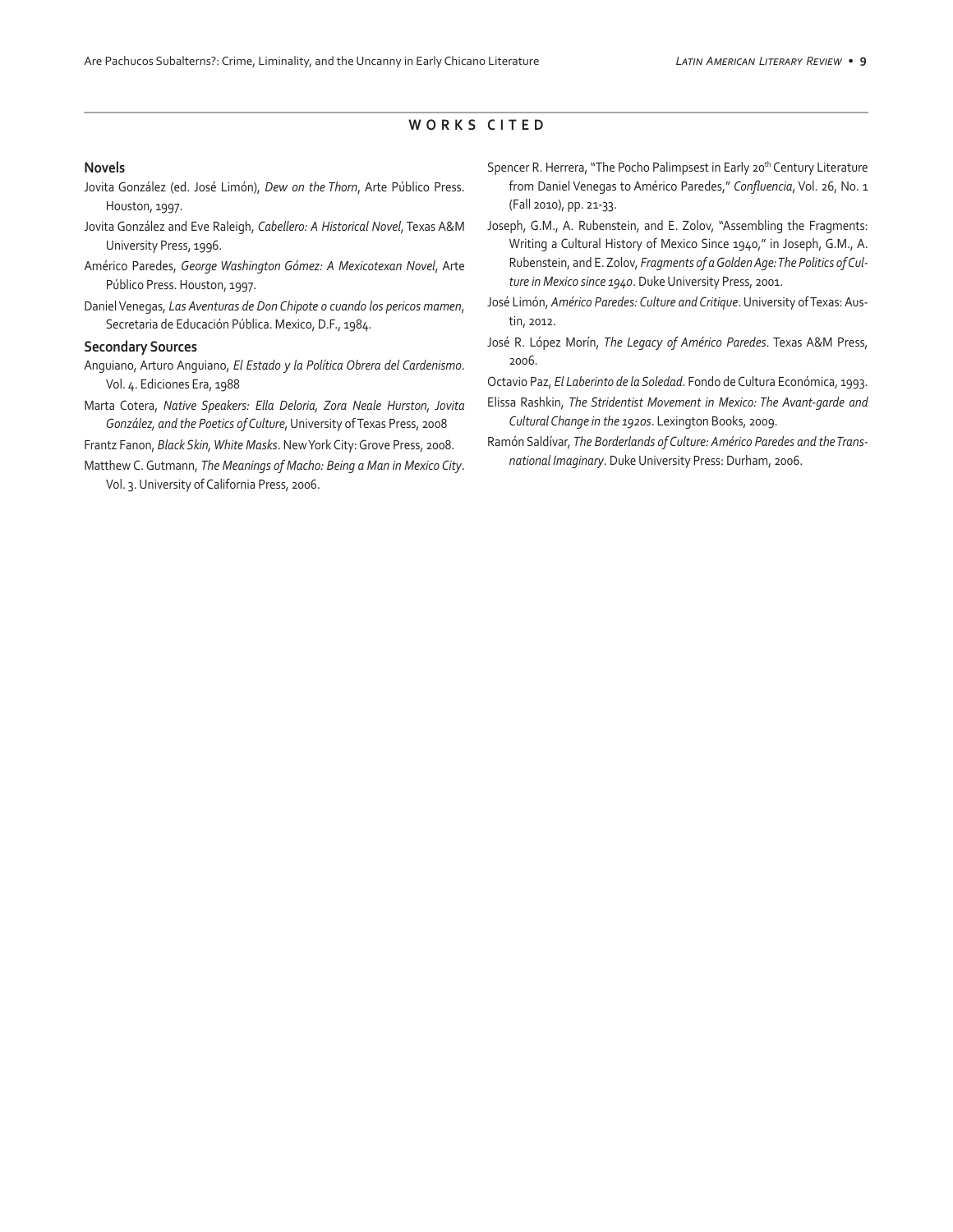## WORKS CITED

### Novels

Jovita González (ed. José Limón), *Dew on the Thorn*, Arte Público Press. Houston, 1997.

Jovita González and Eve Raleigh, *Cabellero: A Historical Novel*, Texas A&M University Press, 1996.

Américo Paredes, *George Washington Gómez: A Mexicotexan Novel*, Arte Público Press. Houston, 1997.

Daniel Venegas, *Las Aventuras de Don Chipote o cuando los pericos mamen*, Secretaria de Educación Pública. Mexico, D.F., 1984.

### Secondary Sources

Anguiano, Arturo Anguiano, *El Estado y la Política Obrera del Cardenismo*. Vol. 4. Ediciones Era, 1988

Marta Cotera, *Native Speakers: Ella Deloria, Zora Neale Hurston, Jovita González, and the Poetics of Culture*, University of Texas Press, 2008

Frantz Fanon, *Black Skin, White Masks*. New York City: Grove Press, 2008.

Matthew C. Gutmann, *The Meanings of Macho: Being a Man in Mexico City*. Vol. 3. University of California Press, 2006.

Spencer R. Herrera, "The Pocho Palimpsest in Early 20th Century Literature from Daniel Venegas to Américo Paredes," *Confluencia*, Vol. 26, No. 1 (Fall 2010), pp. 21-33.

Joseph, G.M., A. Rubenstein, and E. Zolov, "Assembling the Fragments: Writing a Cultural History of Mexico Since 1940," in Joseph, G.M., A. Rubenstein, and E. Zolov, *Fragments of a Golden Age: The Politics of Culture in Mexico since 1940*. Duke University Press, 2001.

José Limón, *Américo Paredes: Culture and Critique*. University of Texas: Austin, 2012.

José R. López Morín, *The Legacy of Américo Paredes*. Texas A&M Press, 2006.

Octavio Paz, *El Laberinto de la Soledad*. Fondo de Cultura Económica, 1993.

Elissa Rashkin, *The Stridentist Movement in Mexico: The Avant-garde and Cultural Change in the 1920s*. Lexington Books, 2009.

Ramón Saldívar, *The Borderlands of Culture: Américo Paredes and the Transnational Imaginary*. Duke University Press: Durham, 2006.